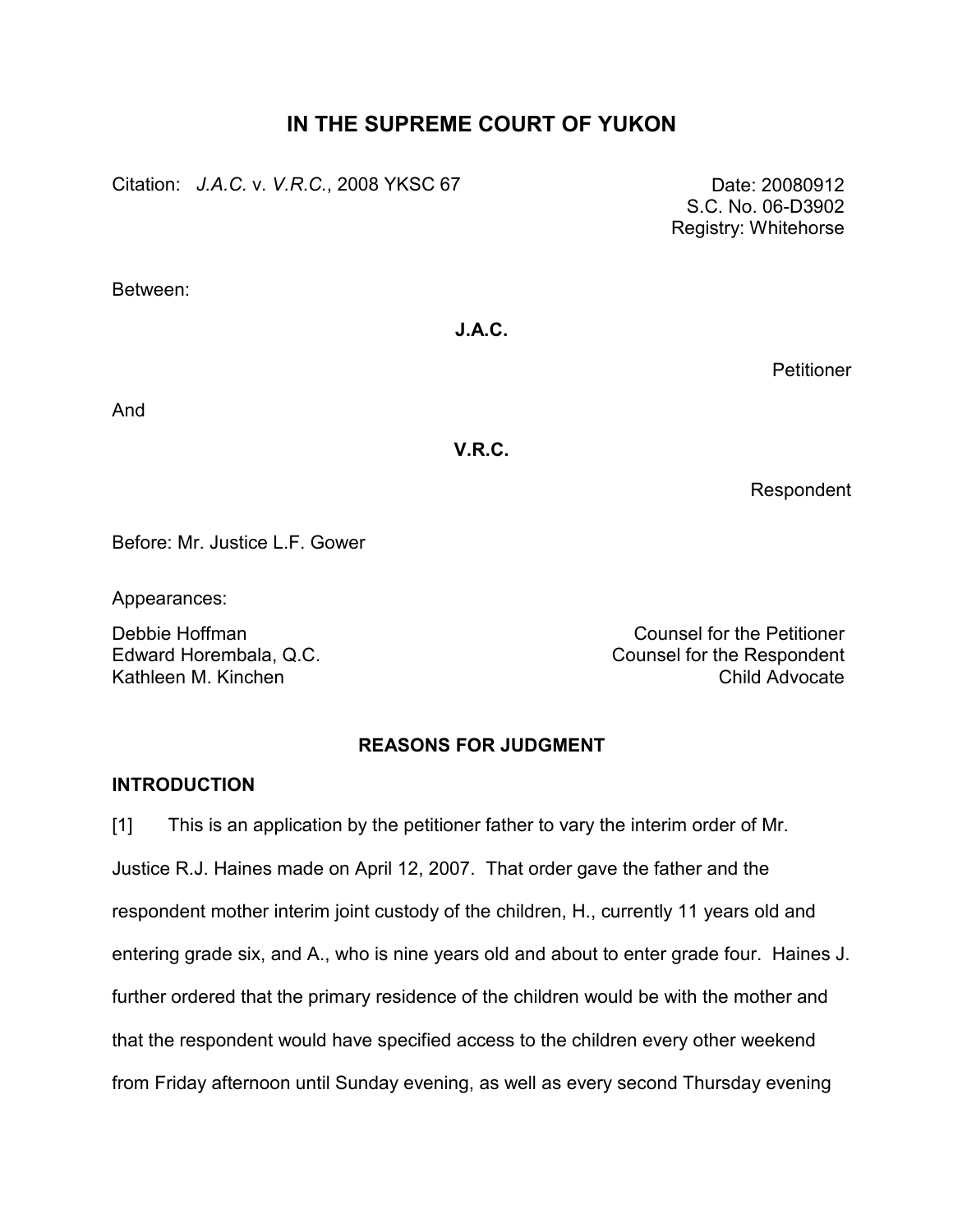# IN THE SUPREME COURT OF YUKON

Citation: *J.A.C.* v. *V.R.C.*, 2008 YKSC 67

Date: 20080912
S.C. No. 06-D3902
Registry: Whitehorse

Between:

**J.A.C.**

Petitioner

And

**V.R.C.**

Respondent

Before: Mr. Justice L.F. Gower

Appearances:

Debbie Hoffman — Counsel for the Petitioner
Edward Horembala, Q.C. — Counsel for the Respondent
Kathleen M. Kinchen — Child Advocate

## REASONS FOR JUDGMENT

### INTRODUCTION

[1] This is an application by the petitioner father to vary the interim order of Mr. Justice R.J. Haines made on April 12, 2007. That order gave the father and the respondent mother interim joint custody of the children, H., currently 11 years old and entering grade six, and A., who is nine years old and about to enter grade four. Haines J. further ordered that the primary residence of the children would be with the mother and that the respondent would have specified access to the children every other weekend from Friday afternoon until Sunday evening, as well as every second Thursday evening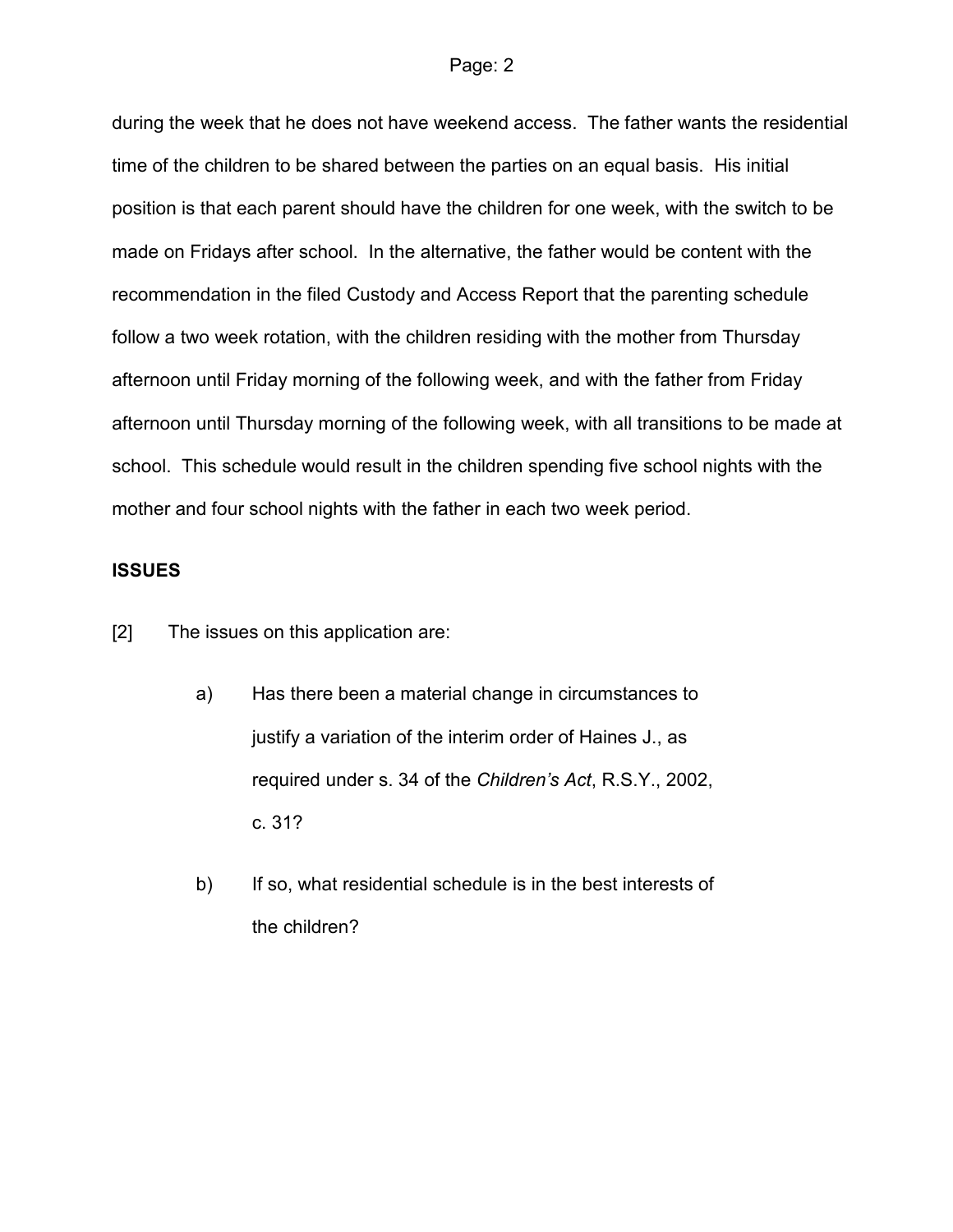during the week that he does not have weekend access. The father wants the residential time of the children to be shared between the parties on an equal basis. His initial position is that each parent should have the children for one week, with the switch to be made on Fridays after school. In the alternative, the father would be content with the recommendation in the filed Custody and Access Report that the parenting schedule follow a two week rotation, with the children residing with the mother from Thursday afternoon until Friday morning of the following week, and with the father from Friday afternoon until Thursday morning of the following week, with all transitions to be made at school. This schedule would result in the children spending five school nights with the mother and four school nights with the father in each two week period.

**ISSUES**

[2] The issues on this application are:

> a) Has there been a material change in circumstances to justify a variation of the interim order of Haines J., as required under s. 34 of the *Children's Act*, R.S.Y., 2002, c. 31?
>
> b) If so, what residential schedule is in the best interests of the children?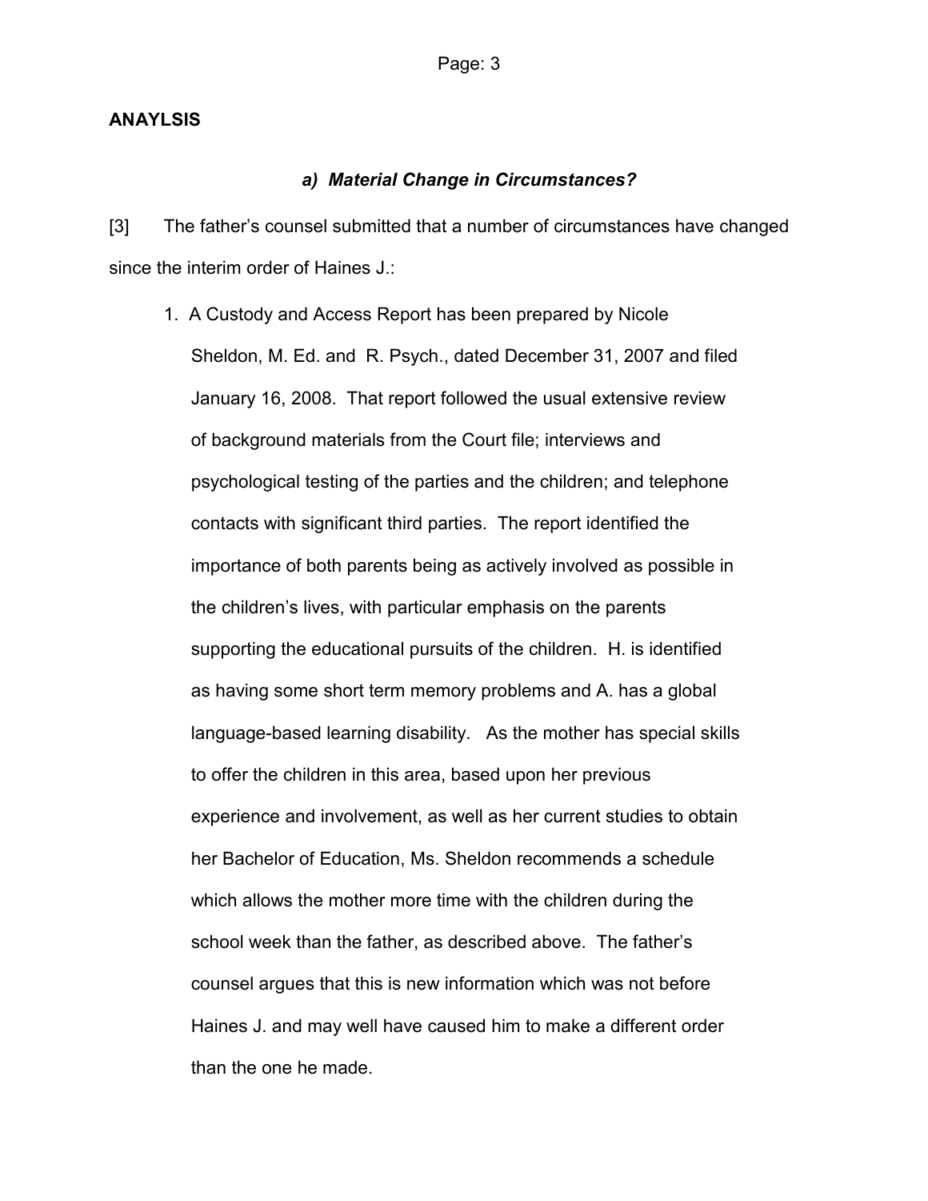## ANAYLSIS

### *a) Material Change in Circumstances?*

[3] The father's counsel submitted that a number of circumstances have changed since the interim order of Haines J.:

1. A Custody and Access Report has been prepared by Nicole Sheldon, M. Ed. and R. Psych., dated December 31, 2007 and filed January 16, 2008. That report followed the usual extensive review of background materials from the Court file; interviews and psychological testing of the parties and the children; and telephone contacts with significant third parties. The report identified the importance of both parents being as actively involved as possible in the children's lives, with particular emphasis on the parents supporting the educational pursuits of the children. H. is identified as having some short term memory problems and A. has a global language-based learning disability. As the mother has special skills to offer the children in this area, based upon her previous experience and involvement, as well as her current studies to obtain her Bachelor of Education, Ms. Sheldon recommends a schedule which allows the mother more time with the children during the school week than the father, as described above. The father's counsel argues that this is new information which was not before Haines J. and may well have caused him to make a different order than the one he made.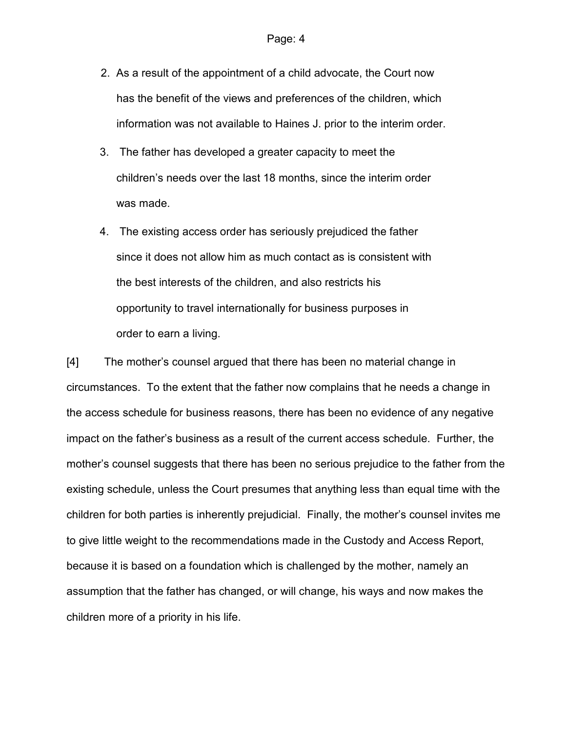2. As a result of the appointment of a child advocate, the Court now has the benefit of the views and preferences of the children, which information was not available to Haines J. prior to the interim order.

3. The father has developed a greater capacity to meet the children's needs over the last 18 months, since the interim order was made.

4. The existing access order has seriously prejudiced the father since it does not allow him as much contact as is consistent with the best interests of the children, and also restricts his opportunity to travel internationally for business purposes in order to earn a living.

[4] The mother's counsel argued that there has been no material change in circumstances. To the extent that the father now complains that he needs a change in the access schedule for business reasons, there has been no evidence of any negative impact on the father's business as a result of the current access schedule. Further, the mother's counsel suggests that there has been no serious prejudice to the father from the existing schedule, unless the Court presumes that anything less than equal time with the children for both parties is inherently prejudicial. Finally, the mother's counsel invites me to give little weight to the recommendations made in the Custody and Access Report, because it is based on a foundation which is challenged by the mother, namely an assumption that the father has changed, or will change, his ways and now makes the children more of a priority in his life.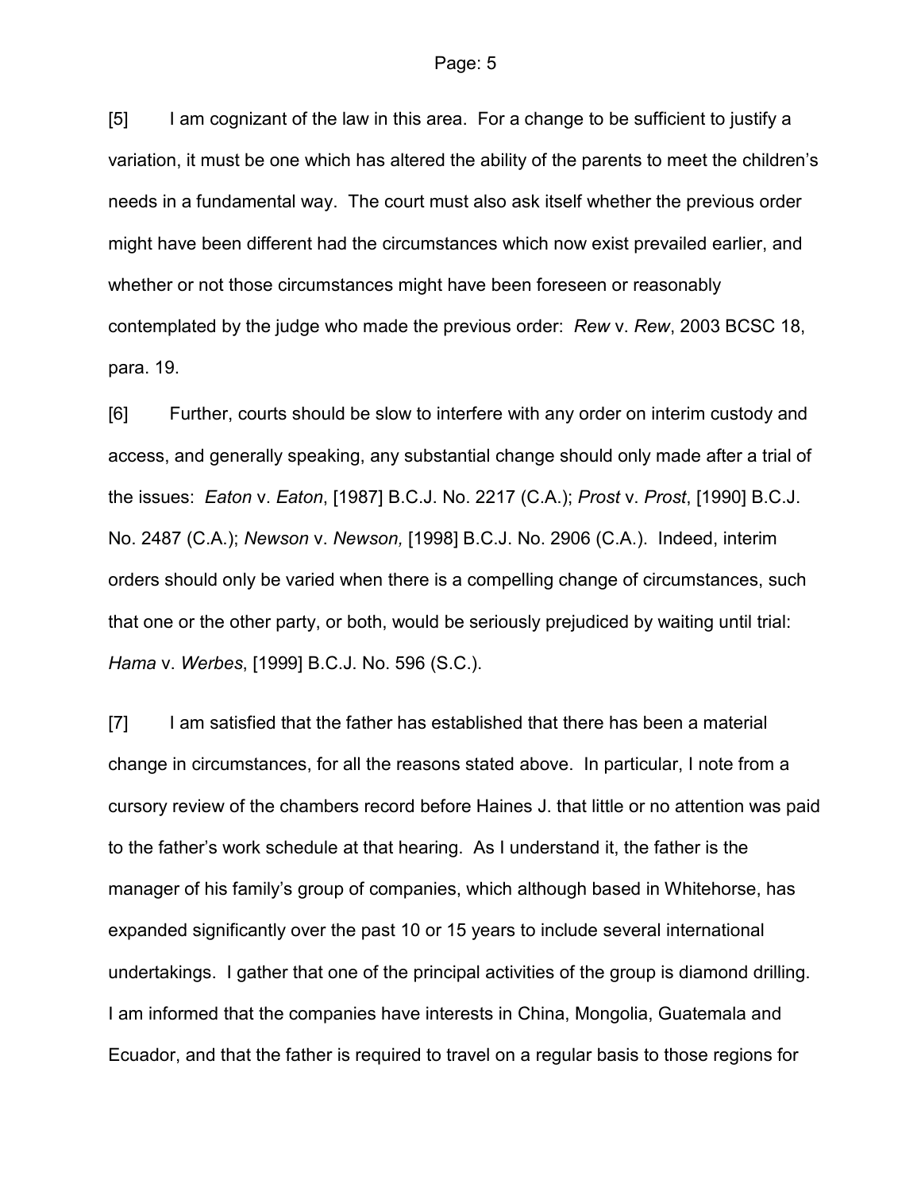[5] I am cognizant of the law in this area. For a change to be sufficient to justify a variation, it must be one which has altered the ability of the parents to meet the children's needs in a fundamental way. The court must also ask itself whether the previous order might have been different had the circumstances which now exist prevailed earlier, and whether or not those circumstances might have been foreseen or reasonably contemplated by the judge who made the previous order: *Rew* v. *Rew*, 2003 BCSC 18, para. 19.

[6] Further, courts should be slow to interfere with any order on interim custody and access, and generally speaking, any substantial change should only made after a trial of the issues: *Eaton* v. *Eaton*, [1987] B.C.J. No. 2217 (C.A.); *Prost* v. *Prost*, [1990] B.C.J. No. 2487 (C.A.); *Newson* v. *Newson,* [1998] B.C.J. No. 2906 (C.A.). Indeed, interim orders should only be varied when there is a compelling change of circumstances, such that one or the other party, or both, would be seriously prejudiced by waiting until trial: *Hama* v. *Werbes*, [1999] B.C.J. No. 596 (S.C.).

[7] I am satisfied that the father has established that there has been a material change in circumstances, for all the reasons stated above. In particular, I note from a cursory review of the chambers record before Haines J. that little or no attention was paid to the father's work schedule at that hearing. As I understand it, the father is the manager of his family's group of companies, which although based in Whitehorse, has expanded significantly over the past 10 or 15 years to include several international undertakings. I gather that one of the principal activities of the group is diamond drilling. I am informed that the companies have interests in China, Mongolia, Guatemala and Ecuador, and that the father is required to travel on a regular basis to those regions for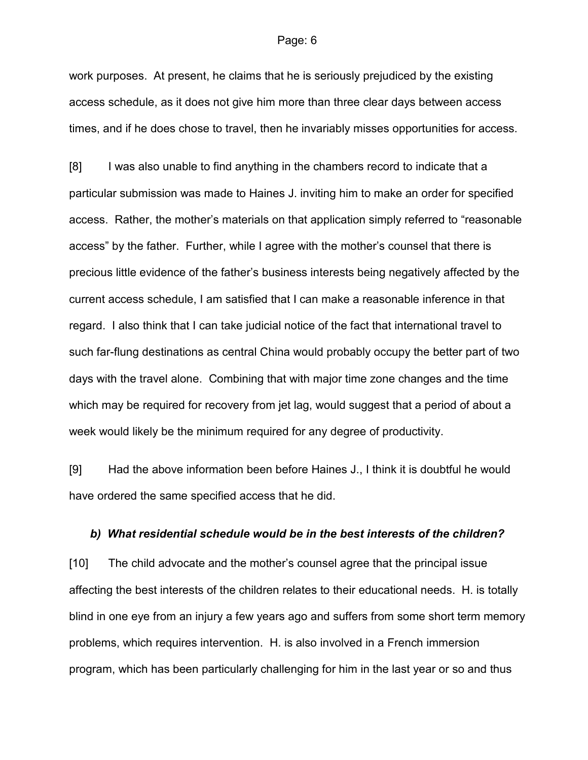work purposes. At present, he claims that he is seriously prejudiced by the existing access schedule, as it does not give him more than three clear days between access times, and if he does chose to travel, then he invariably misses opportunities for access.

[8] I was also unable to find anything in the chambers record to indicate that a particular submission was made to Haines J. inviting him to make an order for specified access. Rather, the mother's materials on that application simply referred to "reasonable access" by the father. Further, while I agree with the mother's counsel that there is precious little evidence of the father's business interests being negatively affected by the current access schedule, I am satisfied that I can make a reasonable inference in that regard. I also think that I can take judicial notice of the fact that international travel to such far-flung destinations as central China would probably occupy the better part of two days with the travel alone. Combining that with major time zone changes and the time which may be required for recovery from jet lag, would suggest that a period of about a week would likely be the minimum required for any degree of productivity.

[9] Had the above information been before Haines J., I think it is doubtful he would have ordered the same specified access that he did.

### *b) What residential schedule would be in the best interests of the children?*

[10] The child advocate and the mother's counsel agree that the principal issue affecting the best interests of the children relates to their educational needs. H. is totally blind in one eye from an injury a few years ago and suffers from some short term memory problems, which requires intervention. H. is also involved in a French immersion program, which has been particularly challenging for him in the last year or so and thus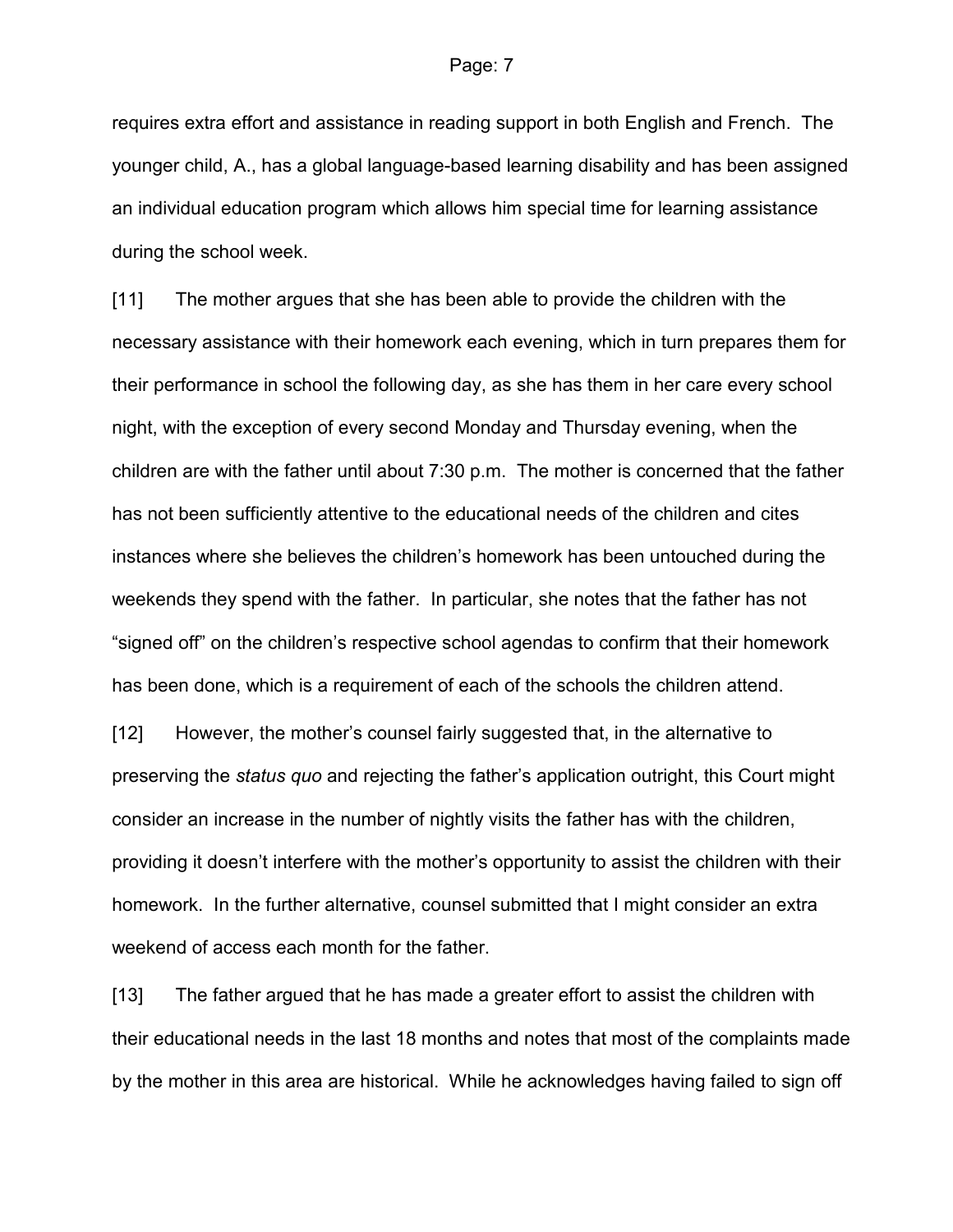requires extra effort and assistance in reading support in both English and French. The younger child, A., has a global language-based learning disability and has been assigned an individual education program which allows him special time for learning assistance during the school week.

[11] The mother argues that she has been able to provide the children with the necessary assistance with their homework each evening, which in turn prepares them for their performance in school the following day, as she has them in her care every school night, with the exception of every second Monday and Thursday evening, when the children are with the father until about 7:30 p.m. The mother is concerned that the father has not been sufficiently attentive to the educational needs of the children and cites instances where she believes the children's homework has been untouched during the weekends they spend with the father. In particular, she notes that the father has not "signed off" on the children's respective school agendas to confirm that their homework has been done, which is a requirement of each of the schools the children attend.

[12] However, the mother's counsel fairly suggested that, in the alternative to preserving the *status quo* and rejecting the father's application outright, this Court might consider an increase in the number of nightly visits the father has with the children, providing it doesn't interfere with the mother's opportunity to assist the children with their homework. In the further alternative, counsel submitted that I might consider an extra weekend of access each month for the father.

[13] The father argued that he has made a greater effort to assist the children with their educational needs in the last 18 months and notes that most of the complaints made by the mother in this area are historical. While he acknowledges having failed to sign off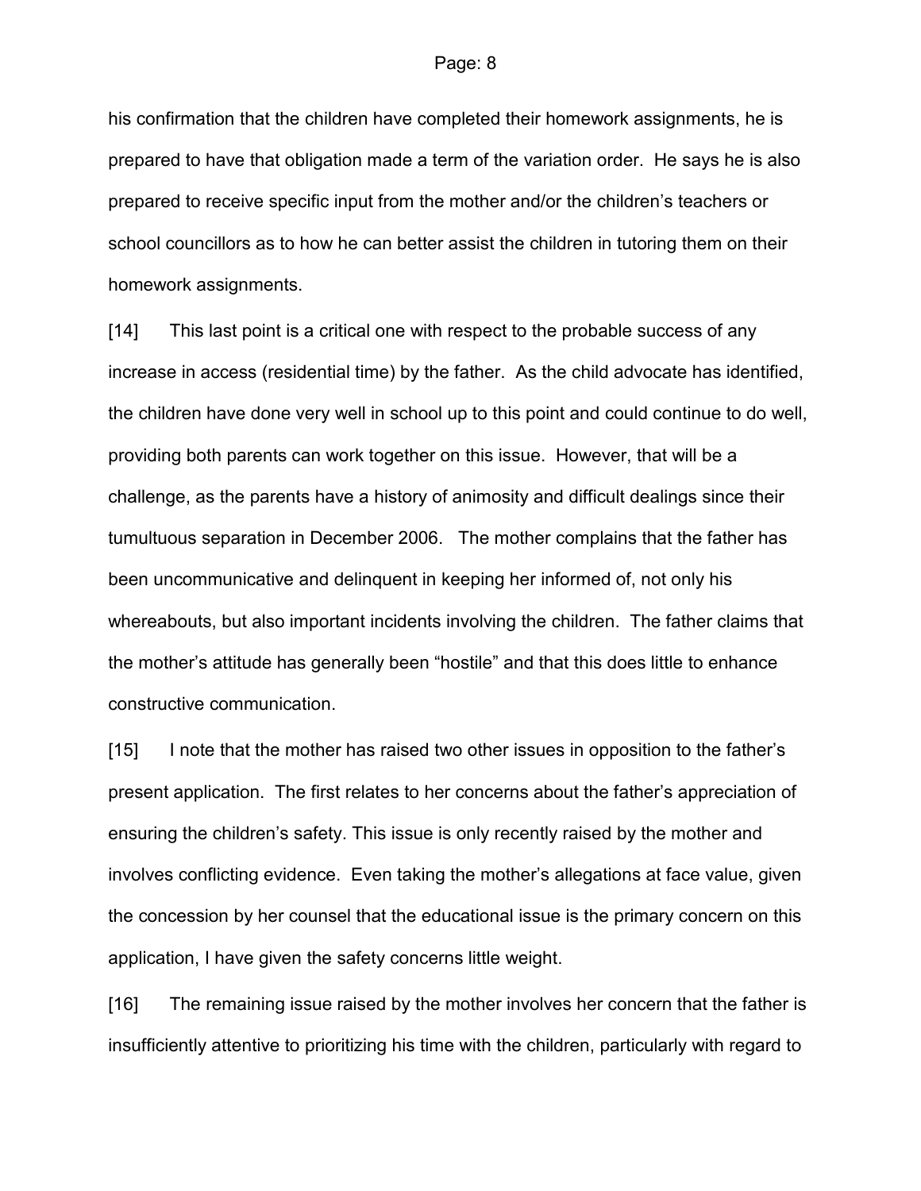his confirmation that the children have completed their homework assignments, he is prepared to have that obligation made a term of the variation order. He says he is also prepared to receive specific input from the mother and/or the children's teachers or school councillors as to how he can better assist the children in tutoring them on their homework assignments.

[14] This last point is a critical one with respect to the probable success of any increase in access (residential time) by the father. As the child advocate has identified, the children have done very well in school up to this point and could continue to do well, providing both parents can work together on this issue. However, that will be a challenge, as the parents have a history of animosity and difficult dealings since their tumultuous separation in December 2006. The mother complains that the father has been uncommunicative and delinquent in keeping her informed of, not only his whereabouts, but also important incidents involving the children. The father claims that the mother's attitude has generally been "hostile" and that this does little to enhance constructive communication.

[15] I note that the mother has raised two other issues in opposition to the father's present application. The first relates to her concerns about the father's appreciation of ensuring the children's safety. This issue is only recently raised by the mother and involves conflicting evidence. Even taking the mother's allegations at face value, given the concession by her counsel that the educational issue is the primary concern on this application, I have given the safety concerns little weight.

[16] The remaining issue raised by the mother involves her concern that the father is insufficiently attentive to prioritizing his time with the children, particularly with regard to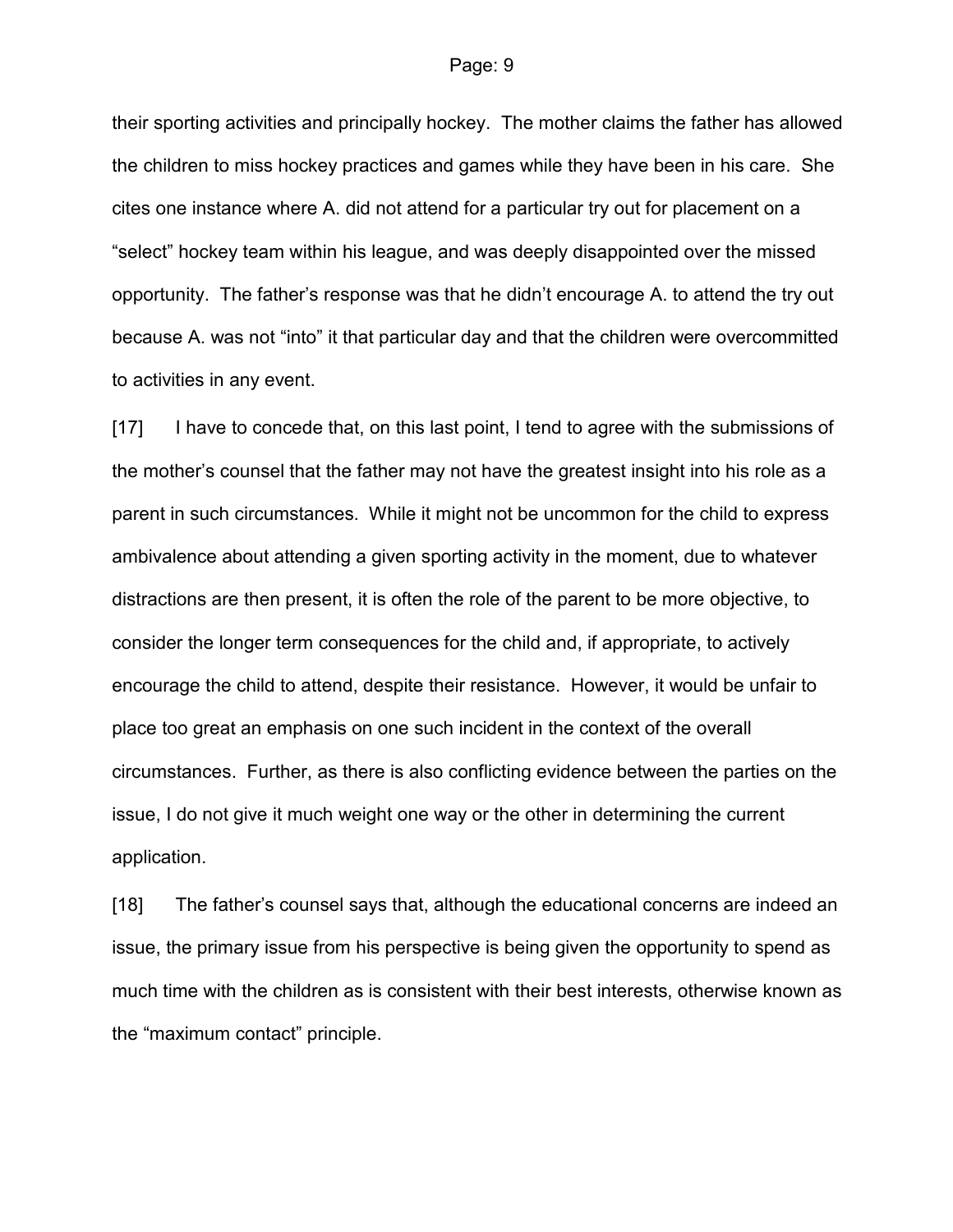their sporting activities and principally hockey. The mother claims the father has allowed the children to miss hockey practices and games while they have been in his care. She cites one instance where A. did not attend for a particular try out for placement on a "select" hockey team within his league, and was deeply disappointed over the missed opportunity. The father's response was that he didn't encourage A. to attend the try out because A. was not "into" it that particular day and that the children were overcommitted to activities in any event.

[17] I have to concede that, on this last point, I tend to agree with the submissions of the mother's counsel that the father may not have the greatest insight into his role as a parent in such circumstances. While it might not be uncommon for the child to express ambivalence about attending a given sporting activity in the moment, due to whatever distractions are then present, it is often the role of the parent to be more objective, to consider the longer term consequences for the child and, if appropriate, to actively encourage the child to attend, despite their resistance. However, it would be unfair to place too great an emphasis on one such incident in the context of the overall circumstances. Further, as there is also conflicting evidence between the parties on the issue, I do not give it much weight one way or the other in determining the current application.

[18] The father's counsel says that, although the educational concerns are indeed an issue, the primary issue from his perspective is being given the opportunity to spend as much time with the children as is consistent with their best interests, otherwise known as the "maximum contact" principle.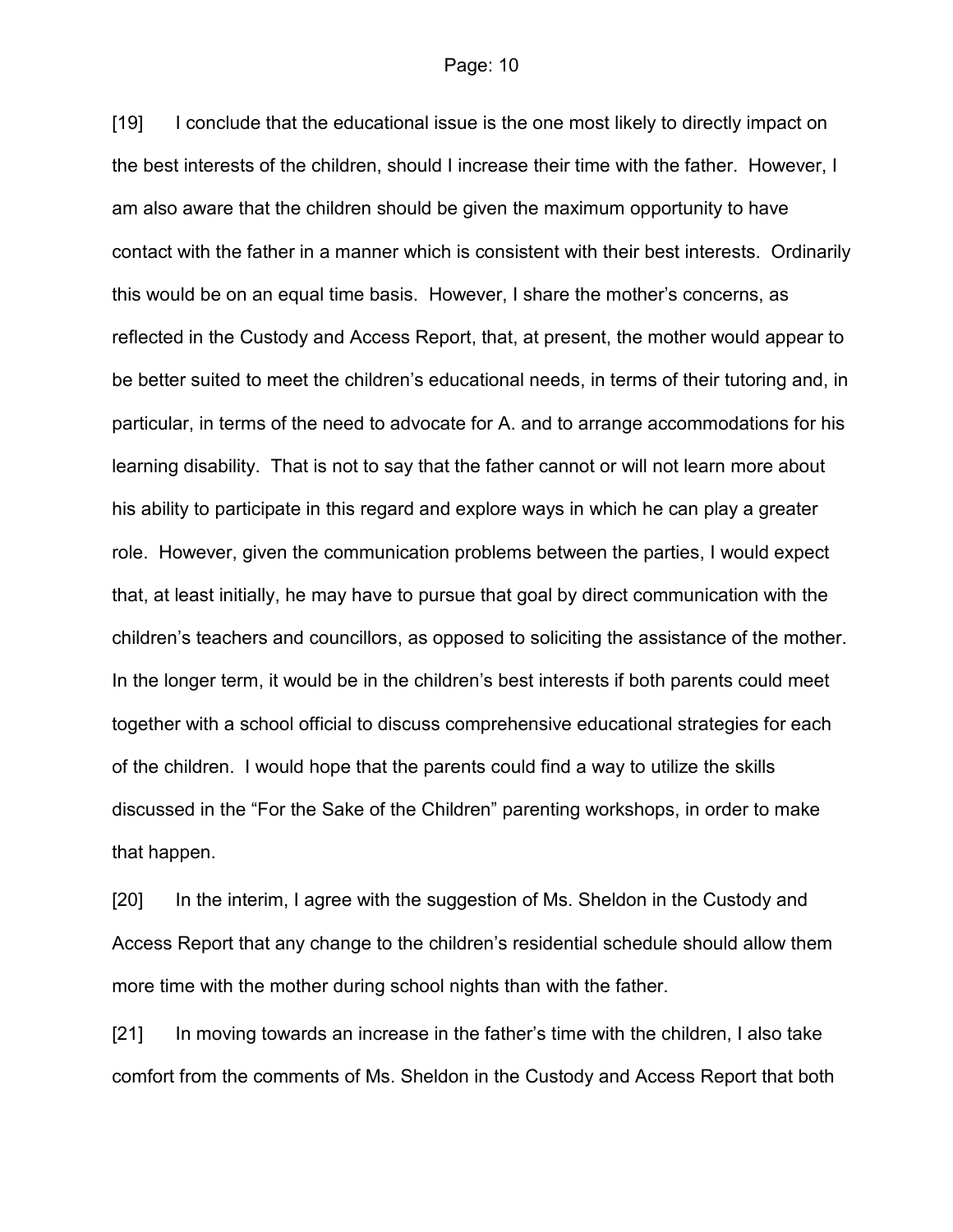[19] I conclude that the educational issue is the one most likely to directly impact on the best interests of the children, should I increase their time with the father. However, I am also aware that the children should be given the maximum opportunity to have contact with the father in a manner which is consistent with their best interests. Ordinarily this would be on an equal time basis. However, I share the mother's concerns, as reflected in the Custody and Access Report, that, at present, the mother would appear to be better suited to meet the children's educational needs, in terms of their tutoring and, in particular, in terms of the need to advocate for A. and to arrange accommodations for his learning disability. That is not to say that the father cannot or will not learn more about his ability to participate in this regard and explore ways in which he can play a greater role. However, given the communication problems between the parties, I would expect that, at least initially, he may have to pursue that goal by direct communication with the children's teachers and councillors, as opposed to soliciting the assistance of the mother. In the longer term, it would be in the children's best interests if both parents could meet together with a school official to discuss comprehensive educational strategies for each of the children. I would hope that the parents could find a way to utilize the skills discussed in the "For the Sake of the Children" parenting workshops, in order to make that happen.

[20] In the interim, I agree with the suggestion of Ms. Sheldon in the Custody and Access Report that any change to the children's residential schedule should allow them more time with the mother during school nights than with the father.

[21] In moving towards an increase in the father's time with the children, I also take comfort from the comments of Ms. Sheldon in the Custody and Access Report that both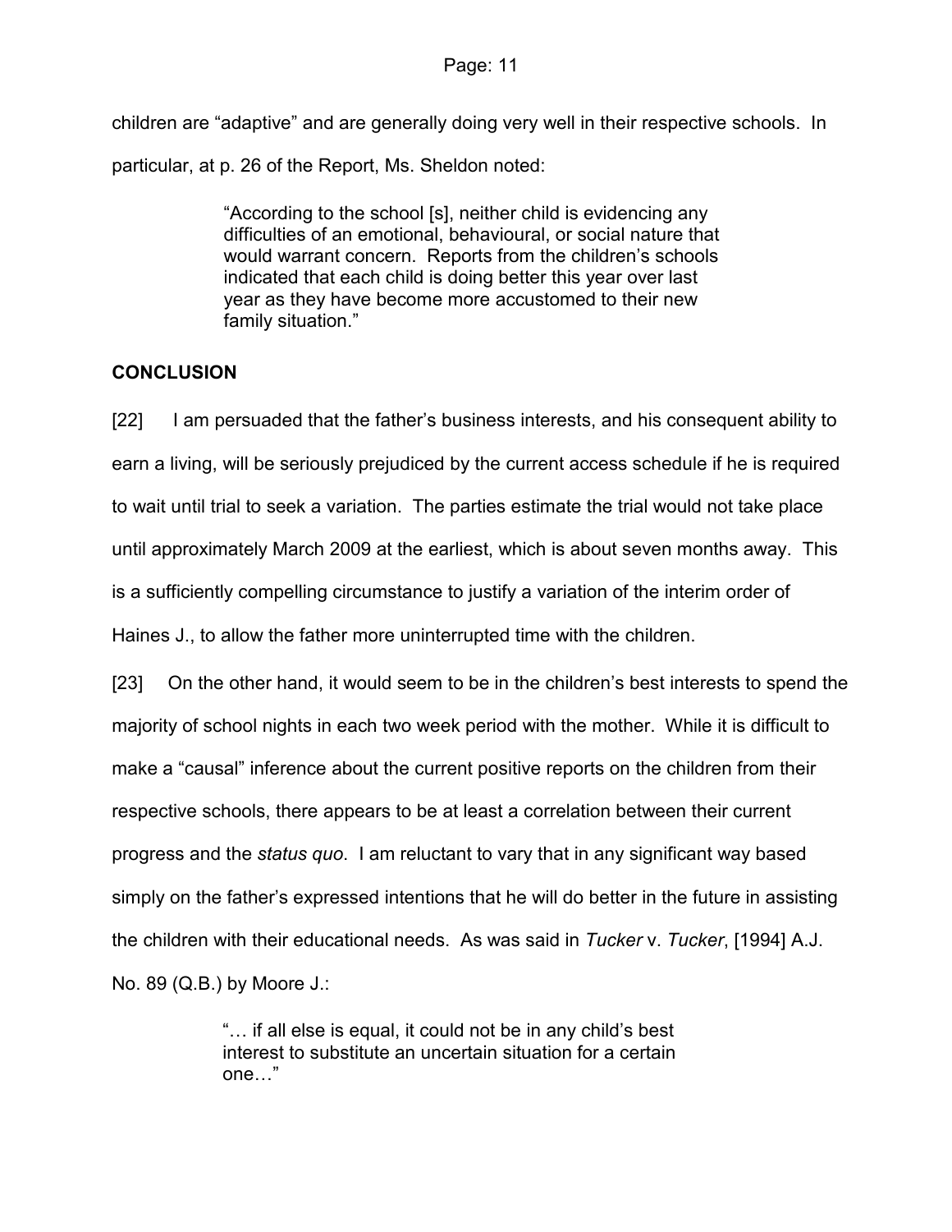children are "adaptive" and are generally doing very well in their respective schools. In particular, at p. 26 of the Report, Ms. Sheldon noted:

> "According to the school [s], neither child is evidencing any difficulties of an emotional, behavioural, or social nature that would warrant concern. Reports from the children's schools indicated that each child is doing better this year over last year as they have become more accustomed to their new family situation."

## CONCLUSION

[22] I am persuaded that the father's business interests, and his consequent ability to earn a living, will be seriously prejudiced by the current access schedule if he is required to wait until trial to seek a variation. The parties estimate the trial would not take place until approximately March 2009 at the earliest, which is about seven months away. This is a sufficiently compelling circumstance to justify a variation of the interim order of Haines J., to allow the father more uninterrupted time with the children.

[23] On the other hand, it would seem to be in the children's best interests to spend the majority of school nights in each two week period with the mother. While it is difficult to make a "causal" inference about the current positive reports on the children from their respective schools, there appears to be at least a correlation between their current progress and the *status quo*. I am reluctant to vary that in any significant way based simply on the father's expressed intentions that he will do better in the future in assisting the children with their educational needs. As was said in *Tucker* v. *Tucker*, [1994] A.J. No. 89 (Q.B.) by Moore J.:

> "… if all else is equal, it could not be in any child's best interest to substitute an uncertain situation for a certain one…"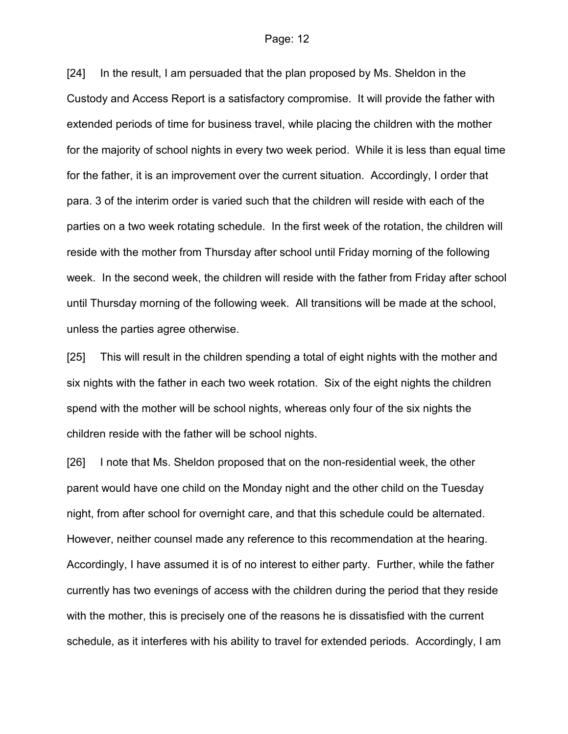[24] In the result, I am persuaded that the plan proposed by Ms. Sheldon in the Custody and Access Report is a satisfactory compromise. It will provide the father with extended periods of time for business travel, while placing the children with the mother for the majority of school nights in every two week period. While it is less than equal time for the father, it is an improvement over the current situation. Accordingly, I order that para. 3 of the interim order is varied such that the children will reside with each of the parties on a two week rotating schedule. In the first week of the rotation, the children will reside with the mother from Thursday after school until Friday morning of the following week. In the second week, the children will reside with the father from Friday after school until Thursday morning of the following week. All transitions will be made at the school, unless the parties agree otherwise.

[25] This will result in the children spending a total of eight nights with the mother and six nights with the father in each two week rotation. Six of the eight nights the children spend with the mother will be school nights, whereas only four of the six nights the children reside with the father will be school nights.

[26] I note that Ms. Sheldon proposed that on the non-residential week, the other parent would have one child on the Monday night and the other child on the Tuesday night, from after school for overnight care, and that this schedule could be alternated. However, neither counsel made any reference to this recommendation at the hearing. Accordingly, I have assumed it is of no interest to either party. Further, while the father currently has two evenings of access with the children during the period that they reside with the mother, this is precisely one of the reasons he is dissatisfied with the current schedule, as it interferes with his ability to travel for extended periods. Accordingly, I am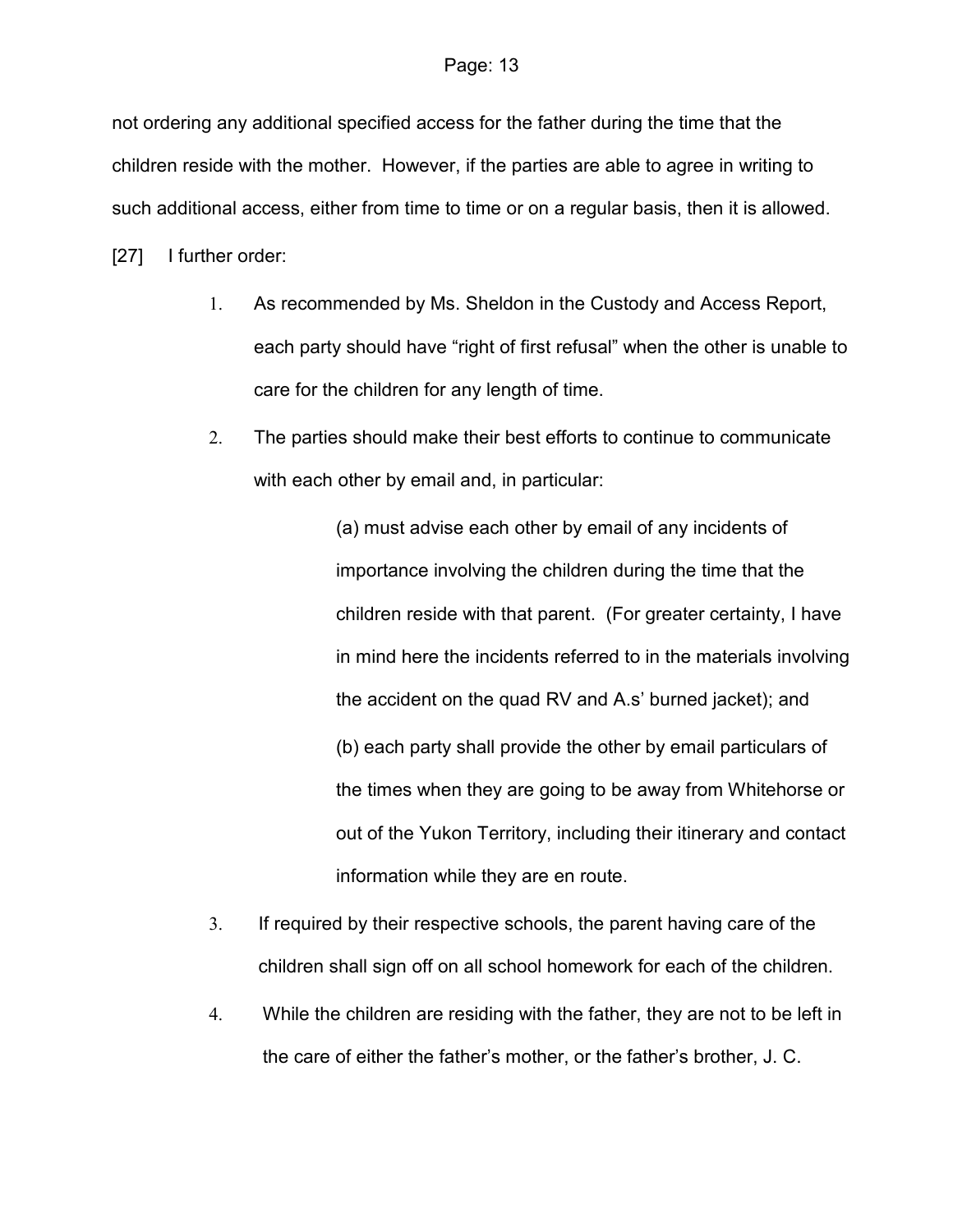not ordering any additional specified access for the father during the time that the children reside with the mother. However, if the parties are able to agree in writing to such additional access, either from time to time or on a regular basis, then it is allowed.

[27] I further order:

1. As recommended by Ms. Sheldon in the Custody and Access Report, each party should have "right of first refusal" when the other is unable to care for the children for any length of time.

2. The parties should make their best efforts to continue to communicate with each other by email and, in particular:

   (a) must advise each other by email of any incidents of importance involving the children during the time that the children reside with that parent. (For greater certainty, I have in mind here the incidents referred to in the materials involving the accident on the quad RV and A.s' burned jacket); and

   (b) each party shall provide the other by email particulars of the times when they are going to be away from Whitehorse or out of the Yukon Territory, including their itinerary and contact information while they are en route.

3. If required by their respective schools, the parent having care of the children shall sign off on all school homework for each of the children.

4. While the children are residing with the father, they are not to be left in the care of either the father's mother, or the father's brother, J. C.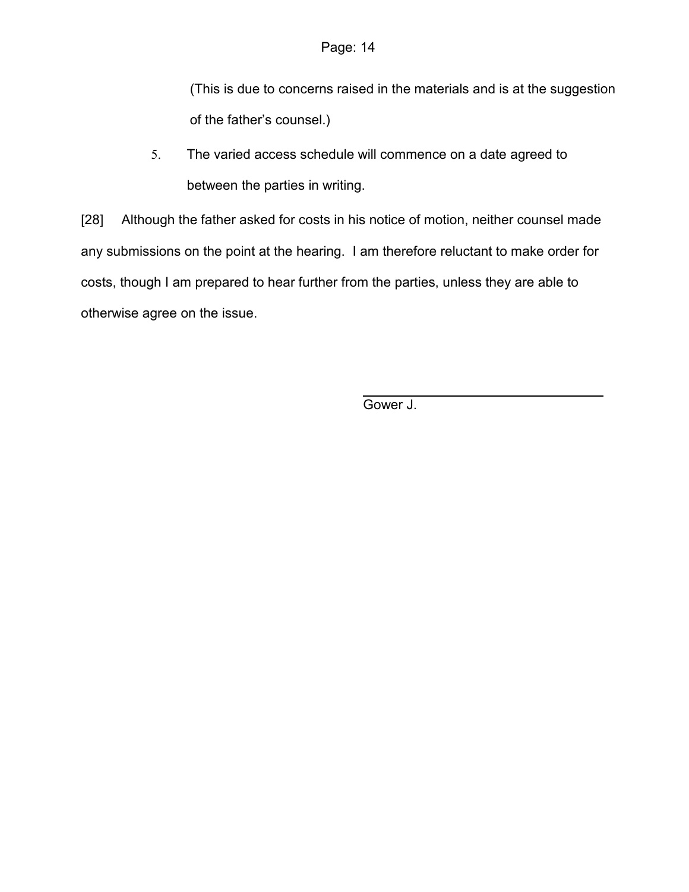(This is due to concerns raised in the materials and is at the suggestion of the father's counsel.)

5. The varied access schedule will commence on a date agreed to between the parties in writing.

[28] Although the father asked for costs in his notice of motion, neither counsel made any submissions on the point at the hearing. I am therefore reluctant to make order for costs, though I am prepared to hear further from the parties, unless they are able to otherwise agree on the issue.

Gower J.